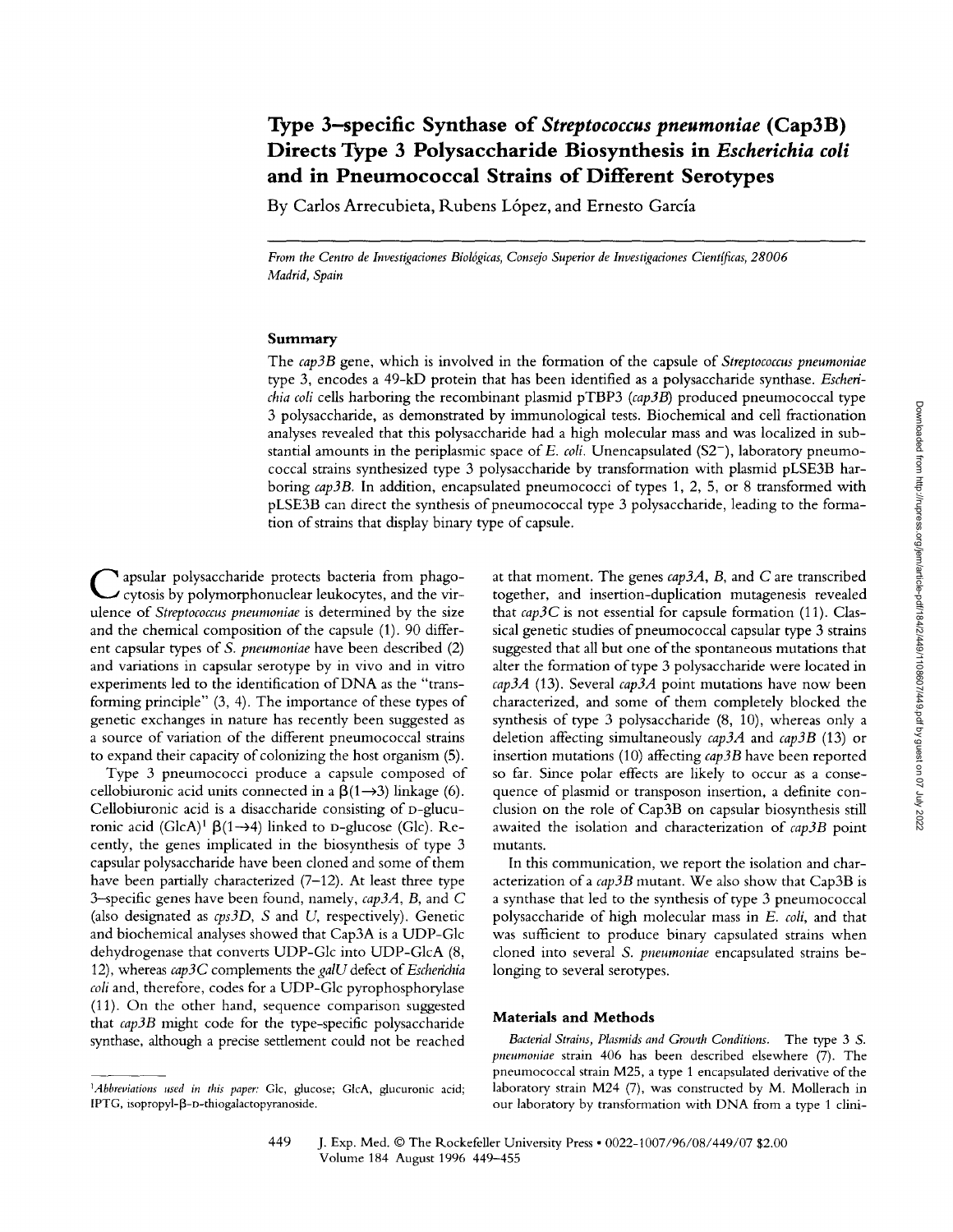# Type 3–specific Synthase of *Streptococcus pneumoniae* (Cap3B) Directs Type 3 Polysaccharide Biosynthesis in *Escherichia coli* and in Pneumococcal Strains of Different Serotypes

By Carlos Arrecubieta, Rubens López, and Ernesto García

*From the Centro de Investigaciones Biológicas, Consejo Superior de Investigaciones Científicas, 28006 Madrid, Spain*

## Summary

The *cap3B* gene, which is involved in the formation of the capsule of *Streptococcus pneumoniae* type 3, encodes a 49-kD protein that has been identified as a polysaccharide synthase. *Escherichia coli* cells harboring the recombinant plasmid pTBP3 (*cap3B*) produced pneumococcal type 3 polysaccharide, as demonstrated by immunological tests. Biochemical and cell fractionation analyses revealed that this polysaccharide had a high molecular mass and was localized in substantial amounts in the periplasmic space of *E. coli*. Unencapsulated (S2$^-$), laboratory pneumococcal strains synthesized type 3 polysaccharide by transformation with plasmid pLSE3B harboring *cap3B*. In addition, encapsulated pneumococci of types 1, 2, 5, or 8 transformed with pLSE3B can direct the synthesis of pneumococcal type 3 polysaccharide, leading to the formation of strains that display binary type of capsule.

Capsular polysaccharide protects bacteria from phagocytosis by polymorphonuclear leukocytes, and the virulence of *Streptococcus pneumoniae* is determined by the size and the chemical composition of the capsule (1). 90 different capsular types of *S. pneumoniae* have been described (2) and variations in capsular serotype by in vivo and in vitro experiments led to the identification of DNA as the "transforming principle" (3, 4). The importance of these types of genetic exchanges in nature has recently been suggested as a source of variation of the different pneumococcal strains to expand their capacity of colonizing the host organism (5).

Type 3 pneumococci produce a capsule composed of cellobiuronic acid units connected in a $\beta(1\rightarrow3)$ linkage (6). Cellobiuronic acid is a disaccharide consisting of D-glucuronic acid (GlcA)[1] $\beta(1\rightarrow4)$ linked to D-glucose (Glc). Recently, the genes implicated in the biosynthesis of type 3 capsular polysaccharide have been cloned and some of them have been partially characterized (7–12). At least three type 3–specific genes have been found, namely, *cap3A*, *B*, and *C* (also designated as *cps3D*, *S* and *U*, respectively). Genetic and biochemical analyses showed that Cap3A is a UDP-Glc dehydrogenase that converts UDP-Glc into UDP-GlcA (8, 12), whereas *cap3C* complements the *galU* defect of *Escherichia coli* and, therefore, codes for a UDP-Glc pyrophosphorylase (11). On the other hand, sequence comparison suggested that *cap3B* might code for the type-specific polysaccharide synthase, although a precise settlement could not be reached at that moment. The genes *cap3A*, *B*, and *C* are transcribed together, and insertion-duplication mutagenesis revealed that *cap3C* is not essential for capsule formation (11). Classical genetic studies of pneumococcal capsular type 3 strains suggested that all but one of the spontaneous mutations that alter the formation of type 3 polysaccharide were located in *cap3A* (13). Several *cap3A* point mutations have now been characterized, and some of them completely blocked the synthesis of type 3 polysaccharide (8, 10), whereas only a deletion affecting simultaneously *cap3A* and *cap3B* (13) or insertion mutations (10) affecting *cap3B* have been reported so far. Since polar effects are likely to occur as a consequence of plasmid or transposon insertion, a definite conclusion on the role of Cap3B on capsular biosynthesis still awaited the isolation and characterization of *cap3B* point mutants.

In this communication, we report the isolation and characterization of a *cap3B* mutant. We also show that Cap3B is a synthase that led to the synthesis of type 3 pneumococcal polysaccharide of high molecular mass in *E. coli*, and that was sufficient to produce binary capsulated strains when cloned into several *S. pneumoniae* encapsulated strains belonging to several serotypes.

## Materials and Methods

*Bacterial Strains, Plasmids and Growth Conditions.* The type 3 *S. pneumoniae* strain 406 has been described elsewhere (7). The pneumococcal strain M25, a type 1 encapsulated derivative of the laboratory strain M24 (7), was constructed by M. Mollerach in our laboratory by transformation with DNA from a type 1 clini-

[1] *Abbreviations used in this paper:* Glc, glucose; GlcA, glucuronic acid; IPTG, isopropyl-β-D-thiogalactopyranoside.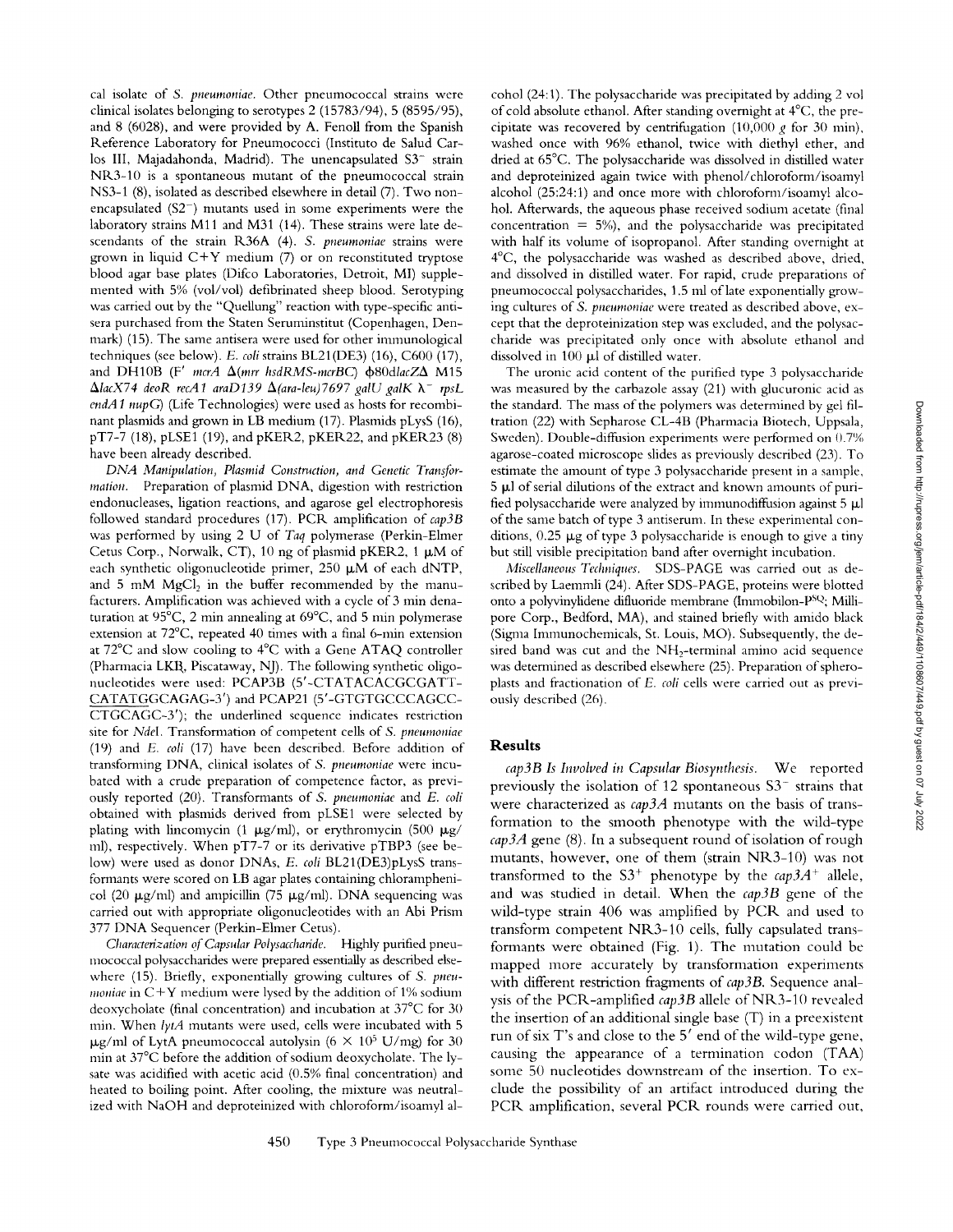cal isolate of *S. pneumoniae*. Other pneumococcal strains were clinical isolates belonging to serotypes 2 (15783/94), 5 (8595/95), and 8 (6028), and were provided by A. Fenoll from the Spanish Reference Laboratory for Pneumococci (Instituto de Salud Carlos III, Majadahonda, Madrid). The unencapsulated $S3^-$ strain NR3-10 is a spontaneous mutant of the pneumococcal strain NS3-1 (8), isolated as described elsewhere in detail (7). Two nonencapsulated ($S2^-$) mutants used in some experiments were the laboratory strains M11 and M31 (14). These strains were late descendants of the strain R36A (4). *S. pneumoniae* strains were grown in liquid C+Y medium (7) or on reconstituted tryptose blood agar base plates (Difco Laboratories, Detroit, MI) supplemented with 5% (vol/vol) defibrinated sheep blood. Serotyping was carried out by the "Quellung" reaction with type-specific antisera purchased from the Staten Seruminstitut (Copenhagen, Denmark) (15). The same antisera were used for other immunological techniques (see below). *E. coli* strains BL21(DE3) (16), C600 (17), and DH10B (F′ *mcrA* Δ(*mrr hsdRMS-mcrBC*) φ80d*lacZ*Δ M15 Δ*lacX74 deoR recA1 araD139* Δ(*ara-leu*)*7697 galU galK* $\lambda^-$ *rpsL endA1 nupG*) (Life Technologies) were used as hosts for recombinant plasmids and grown in LB medium (17). Plasmids pLysS (16), pT7-7 (18), pLSE1 (19), and pKER2, pKER22, and pKER23 (8) have been already described.

*DNA Manipulation, Plasmid Construction, and Genetic Transformation.* Preparation of plasmid DNA, digestion with restriction endonucleases, ligation reactions, and agarose gel electrophoresis followed standard procedures (17). PCR amplification of *cap3B* was performed by using 2 U of *Taq* polymerase (Perkin-Elmer Cetus Corp., Norwalk, CT), 10 ng of plasmid pKER2, 1 μM of each synthetic oligonucleotide primer, 250 μM of each dNTP, and 5 mM $MgCl_2$ in the buffer recommended by the manufacturers. Amplification was achieved with a cycle of 3 min denaturation at 95°C, 2 min annealing at 69°C, and 5 min polymerase extension at 72°C, repeated 40 times with a final 6-min extension at 72°C and slow cooling to 4°C with a Gene ATAQ controller (Pharmacia LKB, Piscataway, NJ). The following synthetic oligonucleotides were used: PCAP3B (5′-CTATACACGCGATT-<u>CATATG</u>GCAGAG-3′) and PCAP21 (5′-GTGTGCCCAGCC-CTGCAGC-3′); the underlined sequence indicates restriction site for *NdeI*. Transformation of competent cells of *S. pneumoniae* (19) and *E. coli* (17) have been described. Before addition of transforming DNA, clinical isolates of *S. pneumoniae* were incubated with a crude preparation of competence factor, as previously reported (20). Transformants of *S. pneumoniae* and *E. coli* obtained with plasmids derived from pLSE1 were selected by plating with lincomycin (1 μg/ml) or erythromycin (500 μg/ml), respectively. When pT7-7 or its derivative pTBP3 (see below) were used as donor DNAs, *E. coli* BL21(DE3)pLysS transformants were scored on LB agar plates containing chloramphenicol (20 μg/ml) and ampicillin (75 μg/ml). DNA sequencing was carried out with appropriate oligonucleotides with an Abi Prism 377 DNA Sequencer (Perkin-Elmer Cetus).

*Characterization of Capsular Polysaccharide.* Highly purified pneumococcal polysaccharides were prepared essentially as described elsewhere (15). Briefly, exponentially growing cultures of *S. pneumoniae* in C+Y medium were lysed by the addition of 1% sodium deoxycholate (final concentration) and incubation at 37°C for 30 min. When *lytA* mutants were used, cells were incubated with 5 μg/ml of LytA pneumococcal autolysin ($6 \times 10^5$ U/mg) for 30 min at 37°C before the addition of sodium deoxycholate. The lysate was acidified with acetic acid (0.5% final concentration) and heated to boiling point. After cooling, the mixture was neutralized with NaOH and deproteinized with chloroform/isoamyl alcohol (24:1). The polysaccharide was precipitated by adding 2 vol of cold absolute ethanol. After standing overnight at 4°C, the precipitate was recovered by centrifugation (10,000 *g* for 30 min), washed once with 96% ethanol, twice with diethyl ether, and dried at 65°C. The polysaccharide was dissolved in distilled water and deproteinized again twice with phenol/chloroform/isoamyl alcohol (25:24:1) and once more with chloroform/isoamyl alcohol. Afterwards, the aqueous phase received sodium acetate (final concentration = 5%), and the polysaccharide was precipitated with half its volume of isopropanol. After standing overnight at 4°C, the polysaccharide was washed as described above, dried, and dissolved in distilled water. For rapid, crude preparations of pneumococcal polysaccharides, 1.5 ml of late exponentially growing cultures of *S. pneumoniae* were treated as described above, except that the deproteinization step was excluded, and the polysaccharide was precipitated only once with absolute ethanol and dissolved in 100 μl of distilled water.

The uronic acid content of the purified type 3 polysaccharide was measured by the carbazole assay (21) with glucuronic acid as the standard. The mass of the polymers was determined by gel filtration (22) with Sepharose CL-4B (Pharmacia Biotech, Uppsala, Sweden). Double-diffusion experiments were performed on 0.7% agarose-coated microscope slides as previously described (23). To estimate the amount of type 3 polysaccharide present in a sample, 5 μl of serial dilutions of the extract and known amounts of purified polysaccharide were analyzed by immunodiffusion against 5 μl of the same batch of type 3 antiserum. In these experimental conditions, 0.25 μg of type 3 polysaccharide is enough to give a tiny but still visible precipitation band after overnight incubation.

*Miscellaneous Techniques.* SDS-PAGE was carried out as described by Laemmli (24). After SDS-PAGE, proteins were blotted onto a polyvinylidene difluoride membrane (Immobilon-$P^{SQ}$; Millipore Corp., Bedford, MA), and stained briefly with amido black (Sigma Immunochemicals, St. Louis, MO). Subsequently, the desired band was cut and the $NH_2$-terminal amino acid sequence was determined as described elsewhere (25). Preparation of spheroplasts and fractionation of *E. coli* cells were carried out as previously described (26).

## Results

*cap3B Is Involved in Capsular Biosynthesis.* We reported previously the isolation of 12 spontaneous $S3^-$ strains that were characterized as *cap3A* mutants on the basis of transformation to the smooth phenotype with the wild-type *cap3A* gene (8). In a subsequent round of isolation of rough mutants, however, one of them (strain NR3-10) was not transformed to the $S3^+$ phenotype by the *cap3A*$^+$ allele, and was studied in detail. When the *cap3B* gene of the wild-type strain 406 was amplified by PCR and used to transform competent NR3-10 cells, fully capsulated transformants were obtained (Fig. 1). The mutation could be mapped more accurately by transformation experiments with different restriction fragments of *cap3B*. Sequence analysis of the PCR-amplified *cap3B* allele of NR3-10 revealed the insertion of an additional single base (T) in a preexistent run of six T's and close to the 5′ end of the wild-type gene, causing the appearance of a termination codon (TAA) some 50 nucleotides downstream of the insertion. To exclude the possibility of an artifact introduced during the PCR amplification, several PCR rounds were carried out,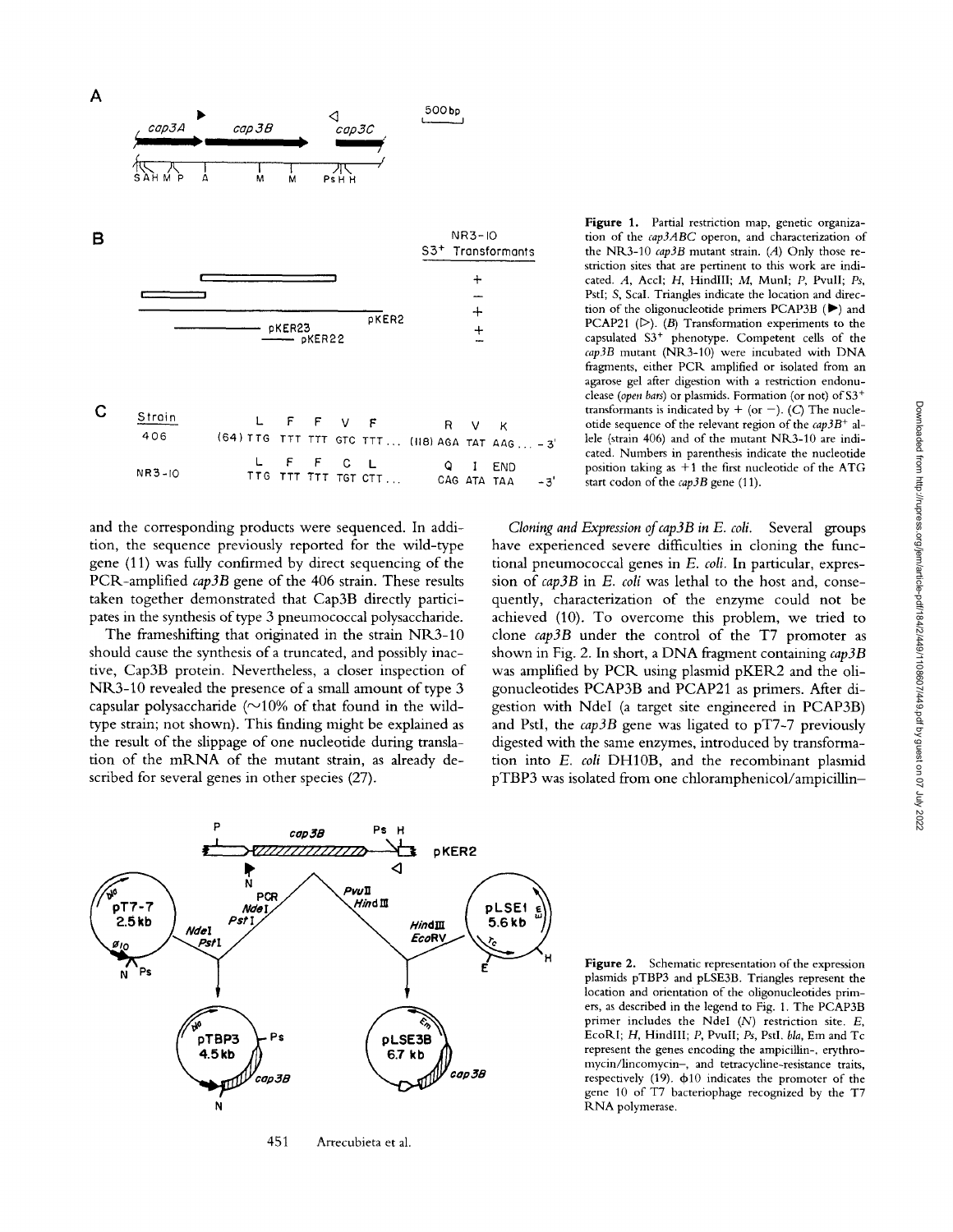**Figure 1.** Partial restriction map, genetic organization of the *cap3ABC* operon, and characterization of the NR3-10 *cap3B* mutant strain. (*A*) Only those restriction sites that are pertinent to this work are indicated. *A*, AccI; *H*, HindIII; *M*, MunI; *P*, PvuII; *Ps*, PstI; *S*, ScaI. Triangles indicate the location and direction of the oligonucleotide primers PCAP3B (▶) and PCAP21 (◁). (*B*) Transformation experiments to the capsulated S3[+] phenotype. Competent cells of the *cap3B* mutant (NR3-10) were incubated with DNA fragments, either PCR amplified or isolated from an agarose gel after digestion with a restriction endonuclease (*open bars*) or plasmids. Formation (or not) of S3[+] transformants is indicated by + (or −). (*C*) The nucleotide sequence of the relevant region of the *cap3B*[+] allele (strain 406) and of the mutant NR3-10 are indicated. Numbers in parenthesis indicate the nucleotide position taking as +1 the first nucleotide of the ATG start codon of the *cap3B* gene (11).

and the corresponding products were sequenced. In addition, the sequence previously reported for the wild-type gene (11) was fully confirmed by direct sequencing of the PCR-amplified *cap3B* gene of the 406 strain. These results taken together demonstrated that Cap3B directly participates in the synthesis of type 3 pneumococcal polysaccharide.

The frameshifting that originated in the strain NR3-10 should cause the synthesis of a truncated, and possibly inactive, Cap3B protein. Nevertheless, a closer inspection of NR3-10 revealed the presence of a small amount of type 3 capsular polysaccharide (~10% of that found in the wild-type strain; not shown). This finding might be explained as the result of the slippage of one nucleotide during translation of the mRNA of the mutant strain, as already described for several genes in other species (27).

*Cloning and Expression of cap3B in E. coli.* Several groups have experienced severe difficulties in cloning the functional pneumococcal genes in *E. coli*. In particular, expression of *cap3B* in *E. coli* was lethal to the host and, consequently, characterization of the enzyme could not be achieved (10). To overcome this problem, we tried to clone *cap3B* under the control of the T7 promoter as shown in Fig. 2. In short, a DNA fragment containing *cap3B* was amplified by PCR using plasmid pKER2 and the oligonucleotides PCAP3B and PCAP21 as primers. After digestion with NdeI (a target site engineered in PCAP3B) and PstI, the *cap3B* gene was ligated to pT7-7 previously digested with the same enzymes, introduced by transformation into *E. coli* DH10B, and the recombinant plasmid pTBP3 was isolated from one chloramphenicol/ampicillin–

**Figure 2.** Schematic representation of the expression plasmids pTBP3 and pLSE3B. Triangles represent the location and orientation of the oligonucleotides primers, as described in the legend to Fig. 1. The PCAP3B primer includes the NdeI (*N*) restriction site. *E*, EcoRI; *H*, HindIII; *P*, PvuII; *Ps*, PstI. *bla*, Em and Tc represent the genes encoding the ampicillin-, erythromycin/lincomycin–, and tetracycline-resistance traits, respectively (19). ϕ10 indicates the promoter of the gene 10 of T7 bacteriophage recognized by the T7 RNA polymerase.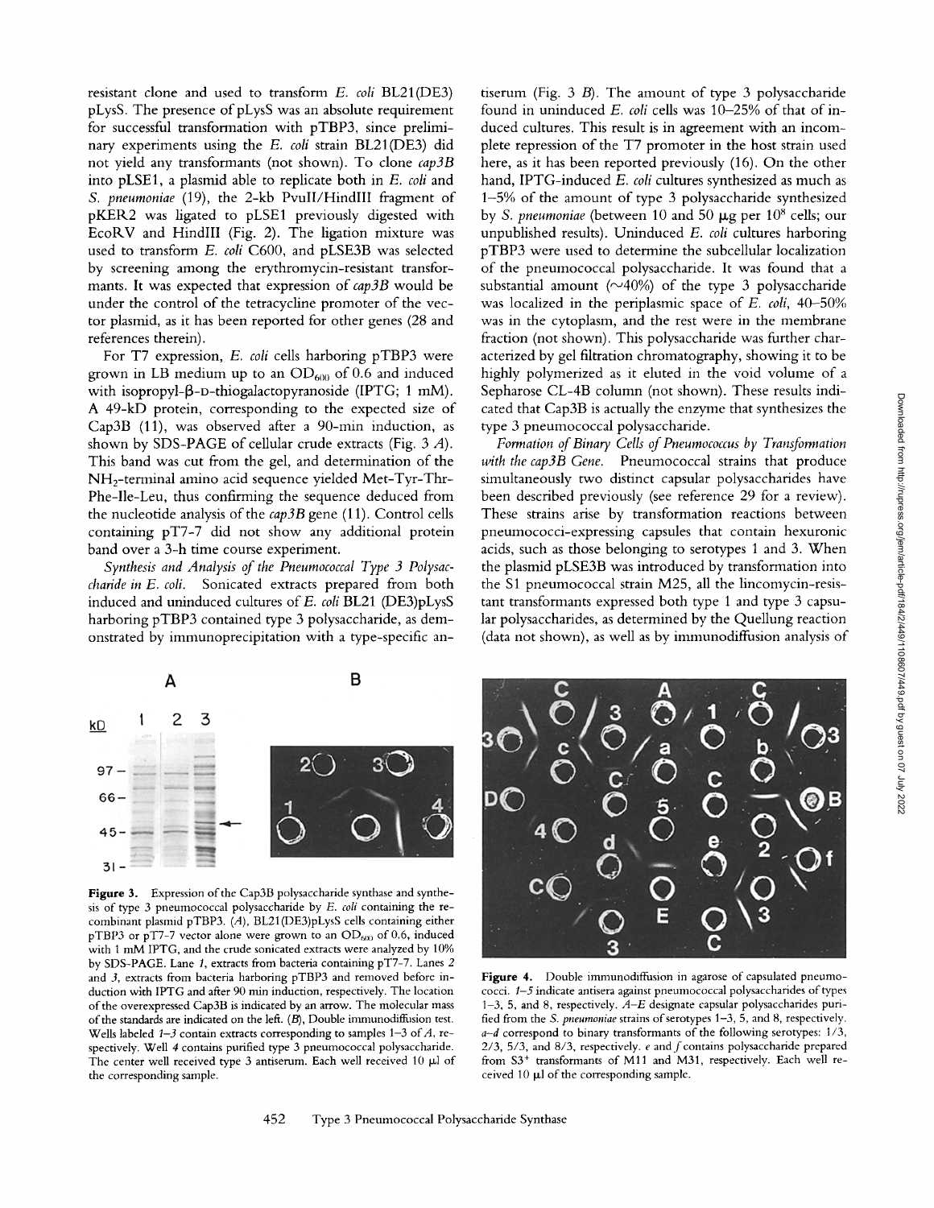resistant clone and used to transform *E. coli* BL21(DE3) pLysS. The presence of pLysS was an absolute requirement for successful transformation with pTBP3, since preliminary experiments using the *E. coli* strain BL21(DE3) did not yield any transformants (not shown). To clone *cap3B* into pLSE1, a plasmid able to replicate both in *E. coli* and *S. pneumoniae* (19), the 2-kb PvuII/HindIII fragment of pKER2 was ligated to pLSE1 previously digested with EcoRV and HindIII (Fig. 2). The ligation mixture was used to transform *E. coli* C600, and pLSE3B was selected by screening among the erythromycin-resistant transformants. It was expected that expression of *cap3B* would be under the control of the tetracycline promoter of the vector plasmid, as it has been reported for other genes (28 and references therein).

For T7 expression, *E. coli* cells harboring pTBP3 were grown in LB medium up to an $OD_{600}$ of 0.6 and induced with isopropyl-β-D-thiogalactopyranoside (IPTG; 1 mM). A 49-kD protein, corresponding to the expected size of Cap3B (11), was observed after a 90-min induction, as shown by SDS-PAGE of cellular crude extracts (Fig. 3 *A*). This band was cut from the gel, and determination of the $NH_2$-terminal amino acid sequence yielded Met-Tyr-Thr-Phe-Ile-Leu, thus confirming the sequence deduced from the nucleotide analysis of the *cap3B* gene (11). Control cells containing pT7-7 did not show any additional protein band over a 3-h time course experiment.

*Synthesis and Analysis of the Pneumococcal Type 3 Polysaccharide in E. coli.* Sonicated extracts prepared from both induced and uninduced cultures of *E. coli* BL21 (DE3)pLysS harboring pTBP3 contained type 3 polysaccharide, as demonstrated by immunoprecipitation with a type-specific antiserum (Fig. 3 *B*). The amount of type 3 polysaccharide found in uninduced *E. coli* cells was 10–25% of that of induced cultures. This result is in agreement with an incomplete repression of the T7 promoter in the host strain used here, as it has been reported previously (16). On the other hand, IPTG-induced *E. coli* cultures synthesized as much as 1–5% of the amount of type 3 polysaccharide synthesized by *S. pneumoniae* (between 10 and 50 μg per $10^8$ cells; our unpublished results). Uninduced *E. coli* cultures harboring pTBP3 were used to determine the subcellular localization of the pneumococcal polysaccharide. It was found that a substantial amount (~40%) of the type 3 polysaccharide was localized in the periplasmic space of *E. coli*, 40–50% was in the cytoplasm, and the rest were in the membrane fraction (not shown). This polysaccharide was further characterized by gel filtration chromatography, showing it to be highly polymerized as it eluted in the void volume of a Sepharose CL-4B column (not shown). These results indicated that Cap3B is actually the enzyme that synthesizes the type 3 pneumococcal polysaccharide.

*Formation of Binary Cells of Pneumococcus by Transformation with the cap3B Gene.* Pneumococcal strains that produce simultaneously two distinct capsular polysaccharides have been described previously (see reference 29 for a review). These strains arise by transformation reactions between pneumococci-expressing capsules that contain hexuronic acids, such as those belonging to serotypes 1 and 3. When the plasmid pLSE3B was introduced by transformation into the S1 pneumococcal strain M25, all the lincomycin-resistant transformants expressed both type 1 and type 3 capsular polysaccharides, as determined by the Quellung reaction (data not shown), as well as by immunodiffusion analysis of

**Figure 3.** Expression of the Cap3B polysaccharide synthase and synthesis of type 3 pneumococcal polysaccharide by *E. coli* containing the recombinant plasmid pTBP3. (*A*), BL21(DE3)pLysS cells containing either pTBP3 or pT7-7 vector alone were grown to an $OD_{600}$ of 0.6, induced with 1 mM IPTG, and the crude sonicated extracts were analyzed by 10% by SDS-PAGE. Lane *1*, extracts from bacteria containing pT7-7. Lanes *2* and *3*, extracts from bacteria harboring pTBP3 and removed before induction with IPTG and after 90 min induction, respectively. The location of the overexpressed Cap3B is indicated by an arrow. The molecular mass of the standards are indicated on the left. (*B*), Double immunodiffusion test. Wells labeled *1–3* contain extracts corresponding to samples 1–3 of *A*, respectively. Well *4* contains purified type 3 pneumococcal polysaccharide. The center well received type 3 antiserum. Each well received 10 μl of the corresponding sample.

**Figure 4.** Double immunodiffusion in agarose of capsulated pneumococci. *1–5* indicate antisera against pneumococcal polysaccharides of types 1–3, 5, and 8, respectively. *A–E* designate capsular polysaccharides purified from the *S. pneumoniae* strains of serotypes 1–3, 5, and 8, respectively. *a–d* correspond to binary transformants of the following serotypes: 1/3, 2/3, 5/3, and 8/3, respectively. *e* and *f* contains polysaccharide prepared from $S3^+$ transformants of M11 and M31, respectively. Each well received 10 μl of the corresponding sample.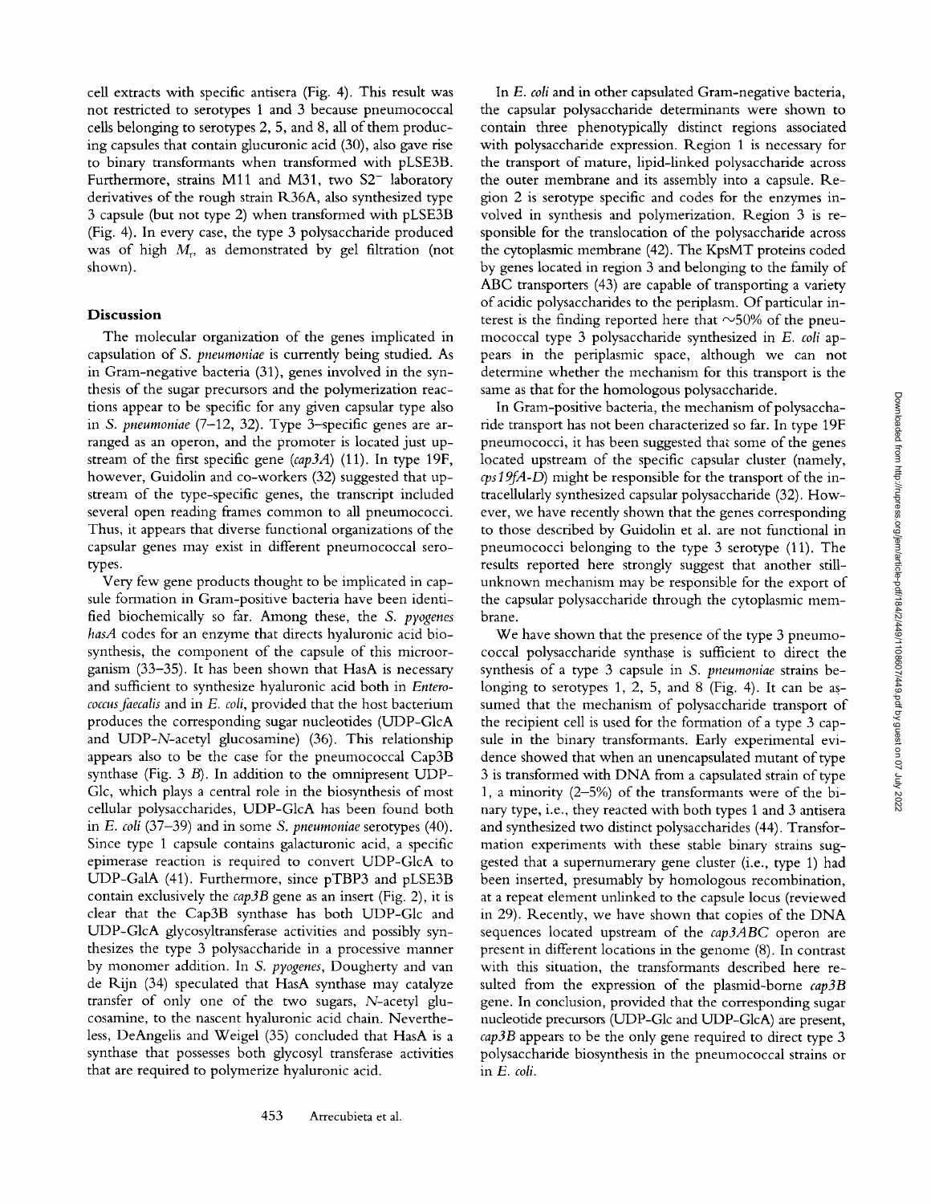cell extracts with specific antisera (Fig. 4). This result was not restricted to serotypes 1 and 3 because pneumococcal cells belonging to serotypes 2, 5, and 8, all of them producing capsules that contain glucuronic acid (30), also gave rise to binary transformants when transformed with pLSE3B. Furthermore, strains M11 and M31, two S2$^-$ laboratory derivatives of the rough strain R36A, also synthesized type 3 capsule (but not type 2) when transformed with pLSE3B (Fig. 4). In every case, the type 3 polysaccharide produced was of high $M_r$, as demonstrated by gel filtration (not shown).

## Discussion

The molecular organization of the genes implicated in capsulation of *S. pneumoniae* is currently being studied. As in Gram-negative bacteria (31), genes involved in the synthesis of the sugar precursors and the polymerization reactions appear to be specific for any given capsular type also in *S. pneumoniae* (7–12, 32). Type 3–specific genes are arranged as an operon, and the promoter is located just upstream of the first specific gene (*cap3A*) (11). In type 19F, however, Guidolin and co-workers (32) suggested that upstream of the type-specific genes, the transcript included several open reading frames common to all pneumococci. Thus, it appears that diverse functional organizations of the capsular genes may exist in different pneumococcal serotypes.

Very few gene products thought to be implicated in capsule formation in Gram-positive bacteria have been identified biochemically so far. Among these, the *S. pyogenes hasA* codes for an enzyme that directs hyaluronic acid biosynthesis, the component of the capsule of this microorganism (33–35). It has been shown that HasA is necessary and sufficient to synthesize hyaluronic acid both in *Enterococcus faecalis* and in *E. coli*, provided that the host bacterium produces the corresponding sugar nucleotides (UDP-GlcA and UDP-*N*-acetyl glucosamine) (36). This relationship appears also to be the case for the pneumococcal Cap3B synthase (Fig. 3 *B*). In addition to the omnipresent UDP-Glc, which plays a central role in the biosynthesis of most cellular polysaccharides, UDP-GlcA has been found both in *E. coli* (37–39) and in some *S. pneumoniae* serotypes (40). Since type 1 capsule contains galacturonic acid, a specific epimerase reaction is required to convert UDP-GlcA to UDP-GalA (41). Furthermore, since pTBP3 and pLSE3B contain exclusively the *cap3B* gene as an insert (Fig. 2), it is clear that the Cap3B synthase has both UDP-Glc and UDP-GlcA glycosyltransferase activities and possibly synthesizes the type 3 polysaccharide in a processive manner by monomer addition. In *S. pyogenes*, Dougherty and van de Rijn (34) speculated that HasA synthase may catalyze transfer of only one of the two sugars, *N*-acetyl glucosamine, to the nascent hyaluronic acid chain. Nevertheless, DeAngelis and Weigel (35) concluded that HasA is a synthase that possesses both glycosyl transferase activities that are required to polymerize hyaluronic acid.

In *E. coli* and in other capsulated Gram-negative bacteria, the capsular polysaccharide determinants were shown to contain three phenotypically distinct regions associated with polysaccharide expression. Region 1 is necessary for the transport of mature, lipid-linked polysaccharide across the outer membrane and its assembly into a capsule. Region 2 is serotype specific and codes for the enzymes involved in synthesis and polymerization. Region 3 is responsible for the translocation of the polysaccharide across the cytoplasmic membrane (42). The KpsMT proteins coded by genes located in region 3 and belonging to the family of ABC transporters (43) are capable of transporting a variety of acidic polysaccharides to the periplasm. Of particular interest is the finding reported here that ~50% of the pneumococcal type 3 polysaccharide synthesized in *E. coli* appears in the periplasmic space, although we can not determine whether the mechanism for this transport is the same as that for the homologous polysaccharide.

In Gram-positive bacteria, the mechanism of polysaccharide transport has not been characterized so far. In type 19F pneumococci, it has been suggested that some of the genes located upstream of the specific capsular cluster (namely, *cps19fA-D*) might be responsible for the transport of the intracellularly synthesized capsular polysaccharide (32). However, we have recently shown that the genes corresponding to those described by Guidolin et al. are not functional in pneumococci belonging to the type 3 serotype (11). The results reported here strongly suggest that another still-unknown mechanism may be responsible for the export of the capsular polysaccharide through the cytoplasmic membrane.

We have shown that the presence of the type 3 pneumococcal polysaccharide synthase is sufficient to direct the synthesis of a type 3 capsule in *S. pneumoniae* strains belonging to serotypes 1, 2, 5, and 8 (Fig. 4). It can be assumed that the mechanism of polysaccharide transport of the recipient cell is used for the formation of a type 3 capsule in the binary transformants. Early experimental evidence showed that when an unencapsulated mutant of type 3 is transformed with DNA from a capsulated strain of type 1, a minority (2–5%) of the transformants were of the binary type, i.e., they reacted with both types 1 and 3 antisera and synthesized two distinct polysaccharides (44). Transformation experiments with these stable binary strains suggested that a supernumerary gene cluster (i.e., type 1) had been inserted, presumably by homologous recombination, at a repeat element unlinked to the capsule locus (reviewed in 29). Recently, we have shown that copies of the DNA sequences located upstream of the *cap3ABC* operon are present in different locations in the genome (8). In contrast with this situation, the transformants described here resulted from the expression of the plasmid-borne *cap3B* gene. In conclusion, provided that the corresponding sugar nucleotide precursors (UDP-Glc and UDP-GlcA) are present, *cap3B* appears to be the only gene required to direct type 3 polysaccharide biosynthesis in the pneumococcal strains or in *E. coli*.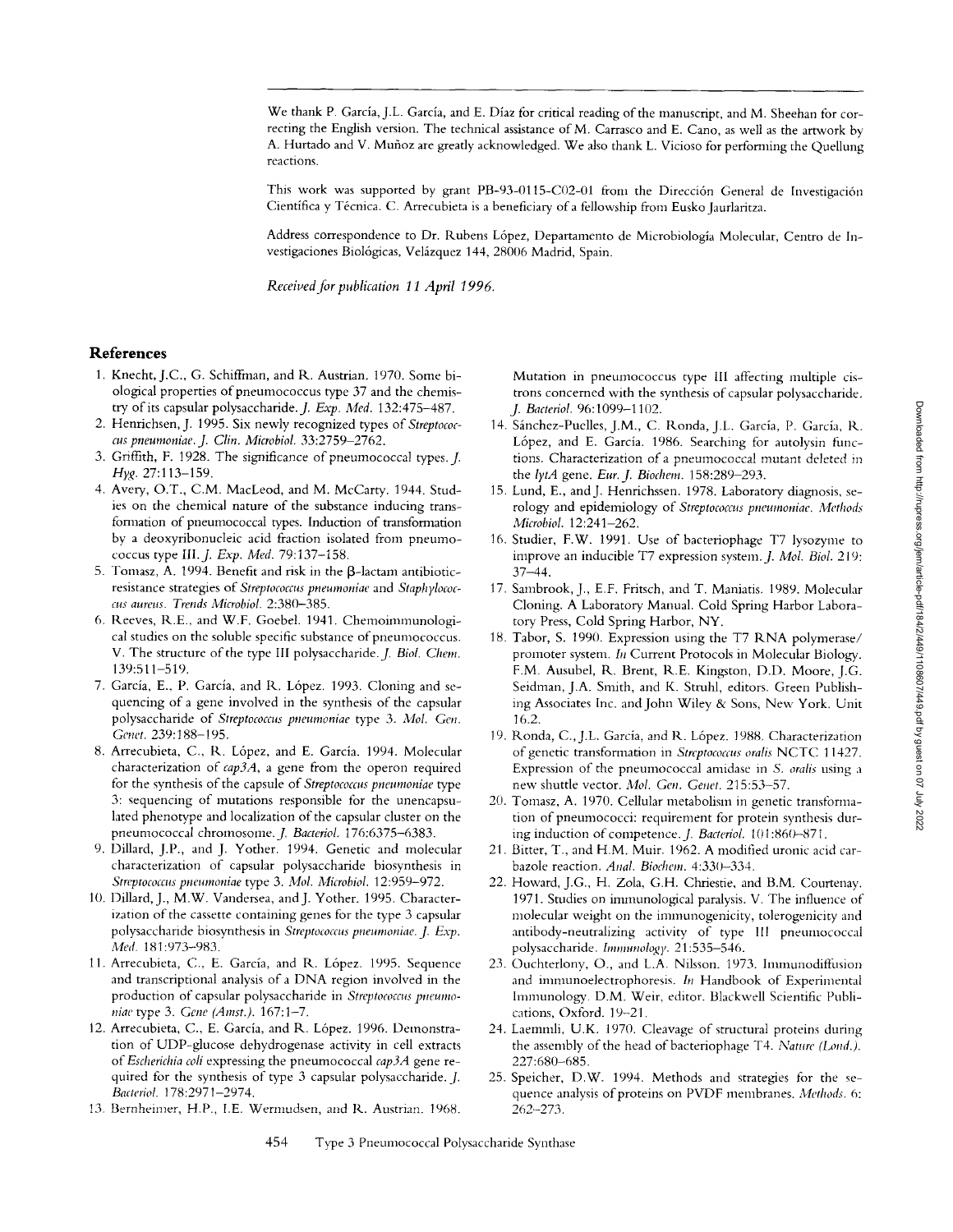We thank P. García, J.L. García, and E. Díaz for critical reading of the manuscript, and M. Sheehan for correcting the English version. The technical assistance of M. Carrasco and E. Cano, as well as the artwork by A. Hurtado and V. Muñoz are greatly acknowledged. We also thank L. Vicioso for performing the Quellung reactions.

This work was supported by grant PB-93-0115-C02-01 from the Dirección General de Investigación Científica y Técnica. C. Arrecubieta is a beneficiary of a fellowship from Eusko Jaurlaritza.

Address correspondence to Dr. Rubens López, Departamento de Microbiología Molecular, Centro de Investigaciones Biológicas, Velázquez 144, 28006 Madrid, Spain.

*Received for publication 11 April 1996.*

## References

1. Knecht, J.C., G. Schiffman, and R. Austrian. 1970. Some biological properties of pneumococcus type 37 and the chemistry of its capsular polysaccharide. *J. Exp. Med.* 132:475–487.
2. Henrichsen, J. 1995. Six newly recognized types of *Streptococcus pneumoniae*. *J. Clin. Microbiol.* 33:2759–2762.
3. Griffith, F. 1928. The significance of pneumococcal types. *J. Hyg.* 27:113–159.
4. Avery, O.T., C.M. MacLeod, and M. McCarty. 1944. Studies on the chemical nature of the substance inducing transformation of pneumococcal types. Induction of transformation by a deoxyribonucleic acid fraction isolated from pneumococcus type III. *J. Exp. Med.* 79:137–158.
5. Tomasz, A. 1994. Benefit and risk in the β-lactam antibiotic-resistance strategies of *Streptococcus pneumoniae* and *Staphylococcus aureus*. *Trends Microbiol.* 2:380–385.
6. Reeves, R.E., and W.F. Goebel. 1941. Chemoimmunological studies on the soluble specific substance of pneumococcus. V. The structure of the type III polysaccharide. *J. Biol. Chem.* 139:511–519.
7. García, E., P. García, and R. López. 1993. Cloning and sequencing of a gene involved in the synthesis of the capsular polysaccharide of *Streptococcus pneumoniae* type 3. *Mol. Gen. Genet.* 239:188–195.
8. Arrecubieta, C., R. López, and E. García. 1994. Molecular characterization of *cap3A*, a gene from the operon required for the synthesis of the capsule of *Streptococcus pneumoniae* type 3: sequencing of mutations responsible for the unencapsulated phenotype and localization of the capsular cluster on the pneumococcal chromosome. *J. Bacteriol.* 176:6375–6383.
9. Dillard, J.P., and J. Yother. 1994. Genetic and molecular characterization of capsular polysaccharide biosynthesis in *Streptococcus pneumoniae* type 3. *Mol. Microbiol.* 12:959–972.
10. Dillard, J., M.W. Vandersea, and J. Yother. 1995. Characterization of the cassette containing genes for the type 3 capsular polysaccharide biosynthesis in *Streptococcus pneumoniae*. *J. Exp. Med.* 181:973–983.
11. Arrecubieta, C., E. García, and R. López. 1995. Sequence and transcriptional analysis of a DNA region involved in the production of capsular polysaccharide in *Streptococcus pneumoniae* type 3. *Gene (Amst.).* 167:1–7.
12. Arrecubieta, C., E. García, and R. López. 1996. Demonstration of UDP-glucose dehydrogenase activity in cell extracts of *Escherichia coli* expressing the pneumococcal *cap3A* gene required for the synthesis of type 3 capsular polysaccharide. *J. Bacteriol.* 178:2971–2974.
13. Bernheimer, H.P., I.E. Wermudsen, and R. Austrian. 1968. Mutation in pneumococcus type III affecting multiple cistrons concerned with the synthesis of capsular polysaccharide. *J. Bacteriol.* 96:1099–1102.
14. Sánchez-Puelles, J.M., C. Ronda, J.L. García, P. García, R. López, and E. García. 1986. Searching for autolysin functions. Characterization of a pneumococcal mutant deleted in the *lytA* gene. *Eur. J. Biochem.* 158:289–293.
15. Lund, E., and J. Henrichssen. 1978. Laboratory diagnosis, serology and epidemiology of *Streptococcus pneumoniae*. *Methods Microbiol.* 12:241–262.
16. Studier, F.W. 1991. Use of bacteriophage T7 lysozyme to improve an inducible T7 expression system. *J. Mol. Biol.* 219:37–44.
17. Sambrook, J., E.F. Fritsch, and T. Maniatis. 1989. Molecular Cloning. A Laboratory Manual. Cold Spring Harbor Laboratory Press, Cold Spring Harbor, NY.
18. Tabor, S. 1990. Expression using the T7 RNA polymerase/promoter system. *In* Current Protocols in Molecular Biology. F.M. Ausubel, R. Brent, R.E. Kingston, D.D. Moore, J.G. Seidman, J.A. Smith, and K. Struhl, editors. Green Publishing Associates Inc. and John Wiley & Sons, New York. Unit 16.2.
19. Ronda, C., J.L. García, and R. López. 1988. Characterization of genetic transformation in *Streptococcus oralis* NCTC 11427. Expression of the pneumococcal amidase in *S. oralis* using a new shuttle vector. *Mol. Gen. Genet.* 215:53–57.
20. Tomasz, A. 1970. Cellular metabolism in genetic transformation of pneumococci: requirement for protein synthesis during induction of competence. *J. Bacteriol.* 101:860–871.
21. Bitter, T., and H.M. Muir. 1962. A modified uronic acid carbazole reaction. *Anal. Biochem.* 4:330–334.
22. Howard, J.G., H. Zola, G.H. Chriestie, and B.M. Courtenay. 1971. Studies on immunological paralysis. V. The influence of molecular weight on the immunogenicity, tolerogenicity and antibody-neutralizing activity of type III pneumococcal polysaccharide. *Immunology.* 21:535–546.
23. Ouchterlony, O., and L.A. Nilsson. 1973. Immunodiffusion and immunoelectrophoresis. *In* Handbook of Experimental Immunology. D.M. Weir, editor. Blackwell Scientific Publications, Oxford. 19–21.
24. Laemmli, U.K. 1970. Cleavage of structural proteins during the assembly of the head of bacteriophage T4. *Nature (Lond.).* 227:680–685.
25. Speicher, D.W. 1994. Methods and strategies for the sequence analysis of proteins on PVDF membranes. *Methods.* 6:262–273.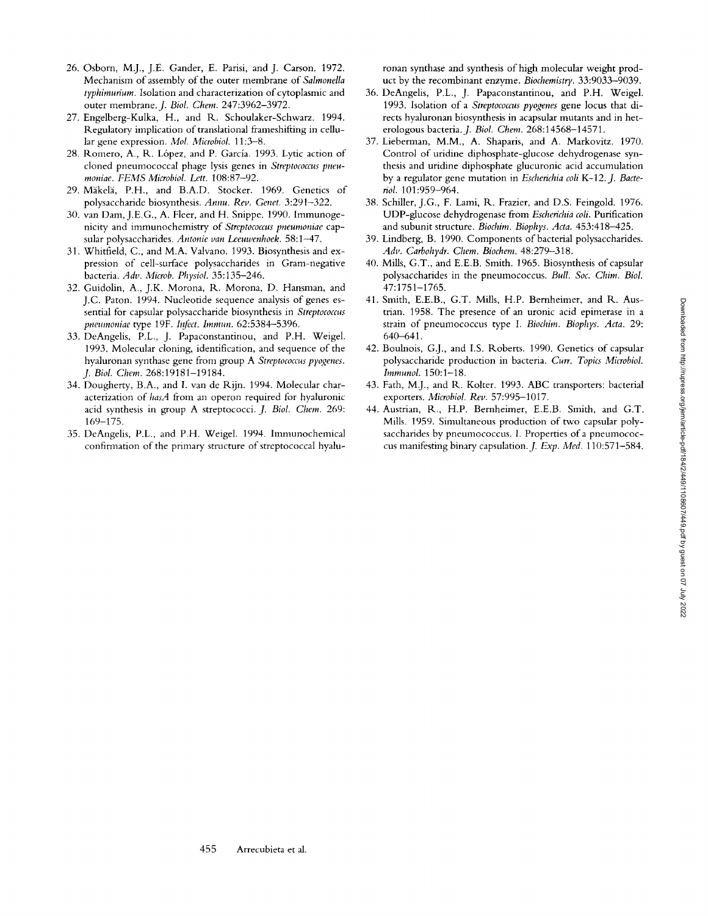26. Osborn, M.J., J.E. Gander, E. Parisi, and J. Carson. 1972. Mechanism of assembly of the outer membrane of *Salmonella typhimurium*. Isolation and characterization of cytoplasmic and outer membrane. *J. Biol. Chem.* 247:3962–3972.
27. Engelberg-Kulka, H., and R. Schoulaker-Schwarz. 1994. Regulatory implication of translational frameshifting in cellular gene expression. *Mol. Microbiol.* 11:3–8.
28. Romero, A., R. López, and P. García. 1993. Lytic action of cloned pneumococcal phage lysis genes in *Streptococcus pneumoniae*. *FEMS Microbiol. Lett.* 108:87–92.
29. Mäkelä, P.H., and B.A.D. Stocker. 1969. Genetics of polysaccharide biosynthesis. *Annu. Rev. Genet.* 3:291–322.
30. van Dam, J.E.G., A. Fleer, and H. Snippe. 1990. Immunogenicity and immunochemistry of *Streptococcus pneumoniae* capsular polysaccharides. *Antonie van Leeuwenhoek.* 58:1–47.
31. Whitfield, C., and M.A. Valvano. 1993. Biosynthesis and expression of cell-surface polysaccharides in Gram-negative bacteria. *Adv. Microb. Physiol.* 35:135–246.
32. Guidolin, A., J.K. Morona, R. Morona, D. Hansman, and J.C. Paton. 1994. Nucleotide sequence analysis of genes essential for capsular polysaccharide biosynthesis in *Streptococcus pneumoniae* type 19F. *Infect. Immun.* 62:5384–5396.
33. DeAngelis, P.L., J. Papaconstantinou, and P.H. Weigel. 1993. Molecular cloning, identification, and sequence of the hyaluronan synthase gene from group A *Streptococcus pyogenes*. *J. Biol. Chem.* 268:19181–19184.
34. Dougherty, B.A., and I. van de Rijn. 1994. Molecular characterization of *hasA* from an operon required for hyaluronic acid synthesis in group A streptococci. *J. Biol. Chem.* 269: 169–175.
35. DeAngelis, P.L., and P.H. Weigel. 1994. Immunochemical confirmation of the primary structure of streptococcal hyaluronan synthase and synthesis of high molecular weight product by the recombinant enzyme. *Biochemistry.* 33:9033–9039.
36. DeAngelis, P.L., J. Papaconstantinou, and P.H. Weigel. 1993. Isolation of a *Streptococcus pyogenes* gene locus that directs hyaluronan biosynthesis in acapsular mutants and in heterologous bacteria. *J. Biol. Chem.* 268:14568–14571.
37. Lieberman, M.M., A. Shaparis, and A. Markovitz. 1970. Control of uridine diphosphate-glucose dehydrogenase synthesis and uridine diphosphate glucuronic acid accumulation by a regulator gene mutation in *Escherichia coli* K-12. *J. Bacteriol.* 101:959–964.
38. Schiller, J.G., F. Lami, R. Frazier, and D.S. Feingold. 1976. UDP-glucose dehydrogenase from *Escherichia coli*. Purification and subunit structure. *Biochim. Biophys. Acta.* 453:418–425.
39. Lindberg, B. 1990. Components of bacterial polysaccharides. *Adv. Carbohydr. Chem. Biochem.* 48:279–318.
40. Mills, G.T., and E.E.B. Smith. 1965. Biosynthesis of capsular polysaccharides in the pneumococcus. *Bull. Soc. Chim. Biol.* 47:1751–1765.
41. Smith, E.E.B., G.T. Mills, H.P. Bernheimer, and R. Austrian. 1958. The presence of an uronic acid epimerase in a strain of pneumococcus type I. *Biochim. Biophys. Acta.* 29: 640–641.
42. Boulnois, G.J., and I.S. Roberts. 1990. Genetics of capsular polysaccharide production in bacteria. *Curr. Topics Microbiol. Immunol.* 150:1–18.
43. Fath, M.J., and R. Kolter. 1993. ABC transporters: bacterial exporters. *Microbiol. Rev.* 57:995–1017.
44. Austrian, R., H.P. Bernheimer, E.E.B. Smith, and G.T. Mills. 1959. Simultaneous production of two capsular polysaccharides by pneumococcus. I. Properties of a pneumococcus manifesting binary capsulation. *J. Exp. Med.* 110:571–584.